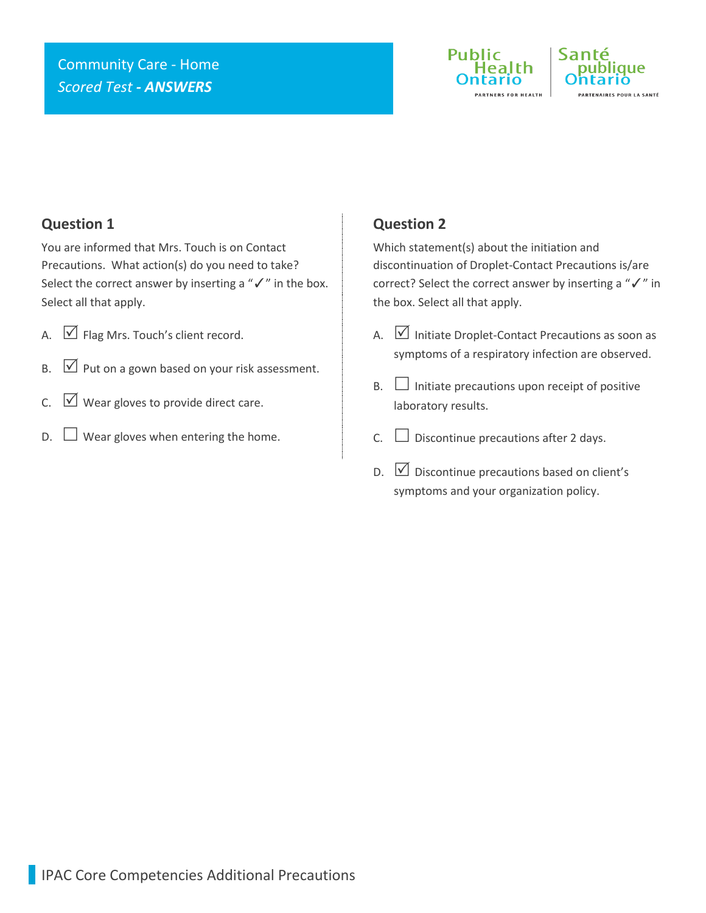Community Care - Home

*Scored Test* ***- ANSWERS***

## Question 1

You are informed that Mrs. Touch is on Contact Precautions. What action(s) do you need to take? Select the correct answer by inserting a "✓" in the box. Select all that apply.

A. ☑ Flag Mrs. Touch's client record.

B. ☑ Put on a gown based on your risk assessment.

C. ☑ Wear gloves to provide direct care.

D. ☐ Wear gloves when entering the home.

## Question 2

Which statement(s) about the initiation and discontinuation of Droplet-Contact Precautions is/are correct? Select the correct answer by inserting a "✓" in the box. Select all that apply.

A. ☑ Initiate Droplet-Contact Precautions as soon as symptoms of a respiratory infection are observed.

B. ☐ Initiate precautions upon receipt of positive laboratory results.

C. ☐ Discontinue precautions after 2 days.

D. ☑ Discontinue precautions based on client's symptoms and your organization policy.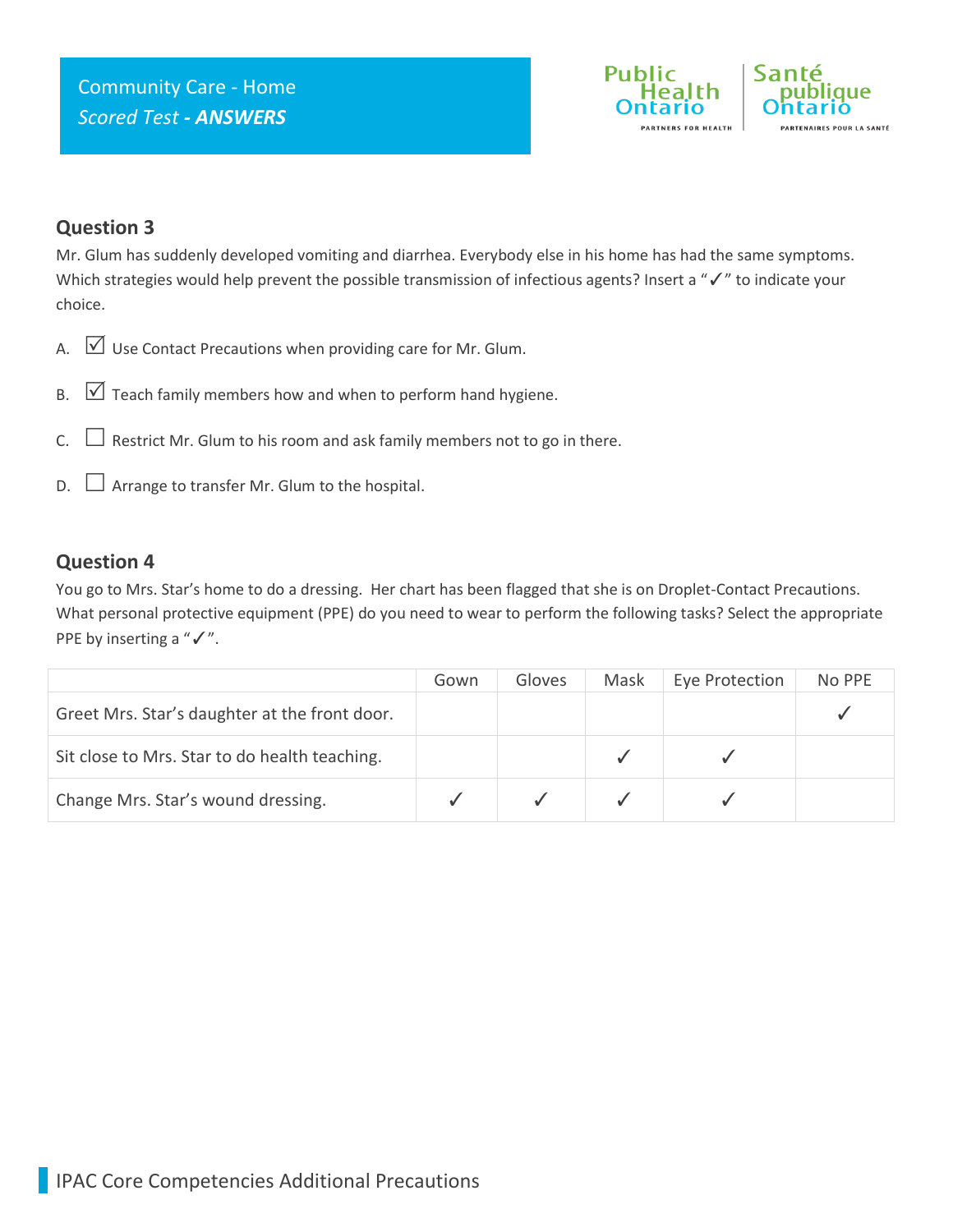## Question 3

Mr. Glum has suddenly developed vomiting and diarrhea. Everybody else in his home has had the same symptoms. Which strategies would help prevent the possible transmission of infectious agents? Insert a "✓" to indicate your choice.

A. ☑ Use Contact Precautions when providing care for Mr. Glum.

B. ☑ Teach family members how and when to perform hand hygiene.

C. ☐ Restrict Mr. Glum to his room and ask family members not to go in there.

D. ☐ Arrange to transfer Mr. Glum to the hospital.

## Question 4

You go to Mrs. Star's home to do a dressing. Her chart has been flagged that she is on Droplet-Contact Precautions. What personal protective equipment (PPE) do you need to wear to perform the following tasks? Select the appropriate PPE by inserting a "✓".

| | Gown | Gloves | Mask | Eye Protection | No PPE |
|---|---|---|---|---|---|
| Greet Mrs. Star's daughter at the front door. | | | | | ✓ |
| Sit close to Mrs. Star to do health teaching. | | | ✓ | ✓ | |
| Change Mrs. Star's wound dressing. | ✓ | ✓ | ✓ | ✓ | |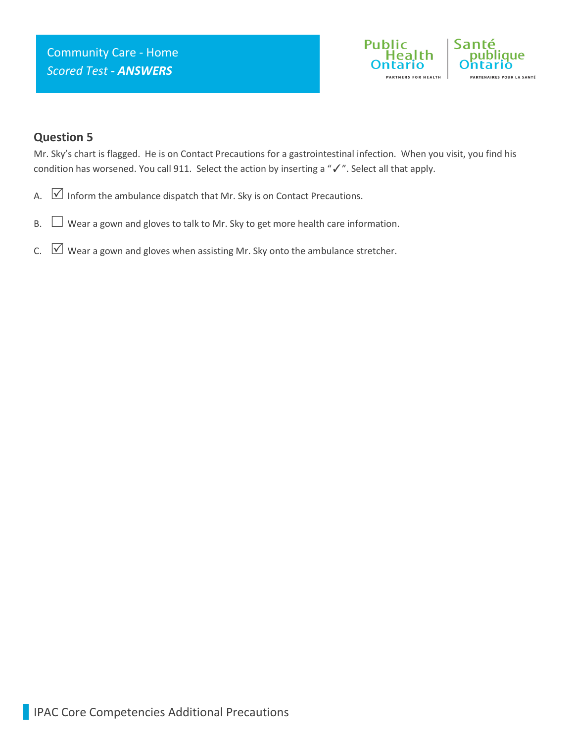Community Care - Home

*Scored Test* ***- ANSWERS***

## Question 5

Mr. Sky's chart is flagged. He is on Contact Precautions for a gastrointestinal infection. When you visit, you find his condition has worsened. You call 911. Select the action by inserting a "✓". Select all that apply.

A. ☑ Inform the ambulance dispatch that Mr. Sky is on Contact Precautions.

B. ☐ Wear a gown and gloves to talk to Mr. Sky to get more health care information.

C. ☑ Wear a gown and gloves when assisting Mr. Sky onto the ambulance stretcher.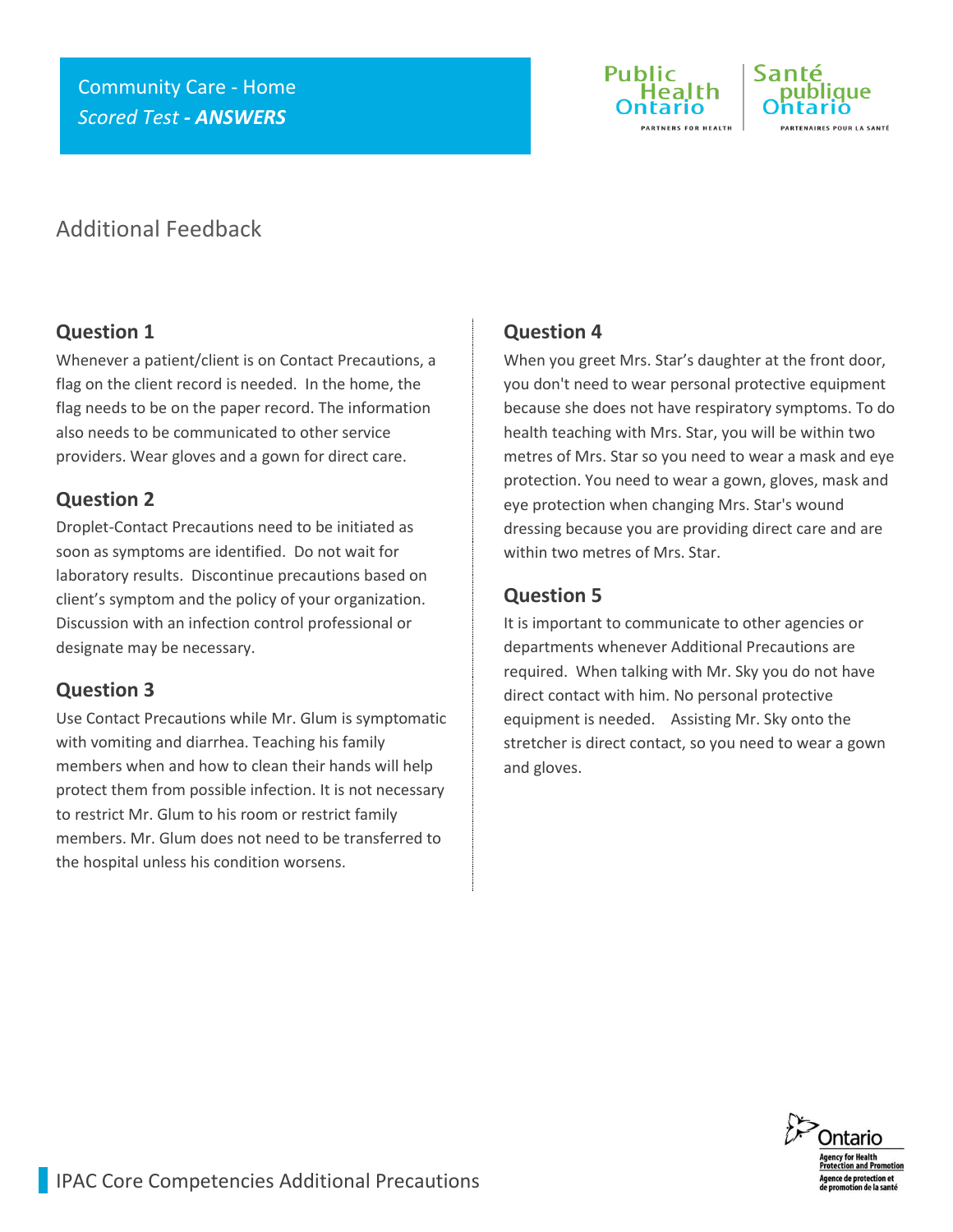Community Care - Home

*Scored Test* ***- ANSWERS***

# Additional Feedback

## Question 1

Whenever a patient/client is on Contact Precautions, a flag on the client record is needed. In the home, the flag needs to be on the paper record. The information also needs to be communicated to other service providers. Wear gloves and a gown for direct care.

## Question 2

Droplet-Contact Precautions need to be initiated as soon as symptoms are identified. Do not wait for laboratory results. Discontinue precautions based on client's symptom and the policy of your organization. Discussion with an infection control professional or designate may be necessary.

## Question 3

Use Contact Precautions while Mr. Glum is symptomatic with vomiting and diarrhea. Teaching his family members when and how to clean their hands will help protect them from possible infection. It is not necessary to restrict Mr. Glum to his room or restrict family members. Mr. Glum does not need to be transferred to the hospital unless his condition worsens.

## Question 4

When you greet Mrs. Star's daughter at the front door, you don't need to wear personal protective equipment because she does not have respiratory symptoms. To do health teaching with Mrs. Star, you will be within two metres of Mrs. Star so you need to wear a mask and eye protection. You need to wear a gown, gloves, mask and eye protection when changing Mrs. Star's wound dressing because you are providing direct care and are within two metres of Mrs. Star.

## Question 5

It is important to communicate to other agencies or departments whenever Additional Precautions are required. When talking with Mr. Sky you do not have direct contact with him. No personal protective equipment is needed. Assisting Mr. Sky onto the stretcher is direct contact, so you need to wear a gown and gloves.